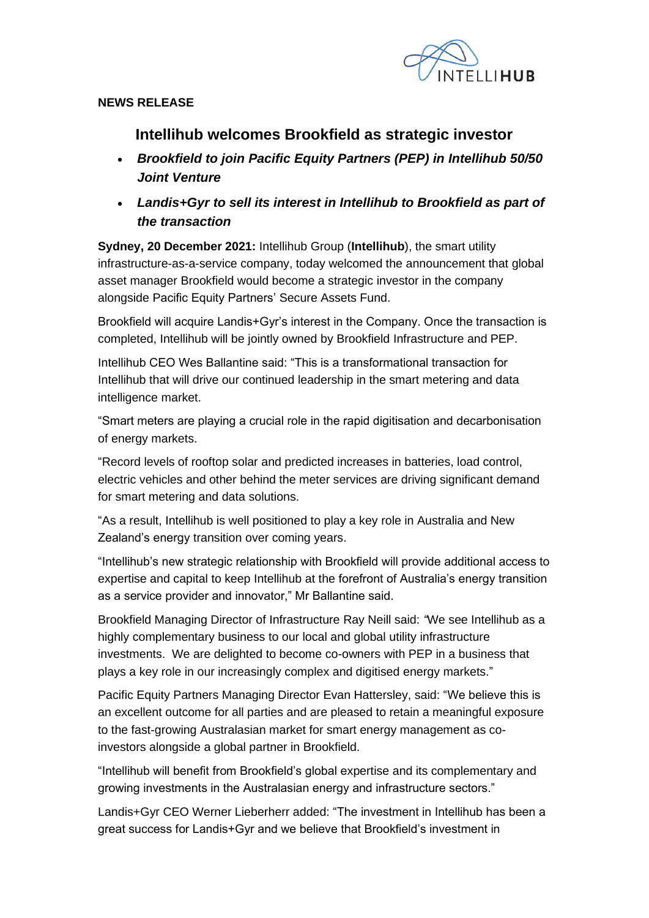**NEWS RELEASE**

# Intellihub welcomes Brookfield as strategic investor

- ***Brookfield to join Pacific Equity Partners (PEP) in Intellihub 50/50 Joint Venture***
- ***Landis+Gyr to sell its interest in Intellihub to Brookfield as part of the transaction***

**Sydney, 20 December 2021:** Intellihub Group (**Intellihub**), the smart utility infrastructure-as-a-service company, today welcomed the announcement that global asset manager Brookfield would become a strategic investor in the company alongside Pacific Equity Partners' Secure Assets Fund.

Brookfield will acquire Landis+Gyr's interest in the Company. Once the transaction is completed, Intellihub will be jointly owned by Brookfield Infrastructure and PEP.

Intellihub CEO Wes Ballantine said: "This is a transformational transaction for Intellihub that will drive our continued leadership in the smart metering and data intelligence market.

"Smart meters are playing a crucial role in the rapid digitisation and decarbonisation of energy markets.

"Record levels of rooftop solar and predicted increases in batteries, load control, electric vehicles and other behind the meter services are driving significant demand for smart metering and data solutions.

"As a result, Intellihub is well positioned to play a key role in Australia and New Zealand's energy transition over coming years.

"Intellihub's new strategic relationship with Brookfield will provide additional access to expertise and capital to keep Intellihub at the forefront of Australia's energy transition as a service provider and innovator," Mr Ballantine said.

Brookfield Managing Director of Infrastructure Ray Neill said: "We see Intellihub as a highly complementary business to our local and global utility infrastructure investments. We are delighted to become co-owners with PEP in a business that plays a key role in our increasingly complex and digitised energy markets."

Pacific Equity Partners Managing Director Evan Hattersley, said: "We believe this is an excellent outcome for all parties and are pleased to retain a meaningful exposure to the fast-growing Australasian market for smart energy management as co-investors alongside a global partner in Brookfield.

"Intellihub will benefit from Brookfield's global expertise and its complementary and growing investments in the Australasian energy and infrastructure sectors."

Landis+Gyr CEO Werner Lieberherr added: "The investment in Intellihub has been a great success for Landis+Gyr and we believe that Brookfield's investment in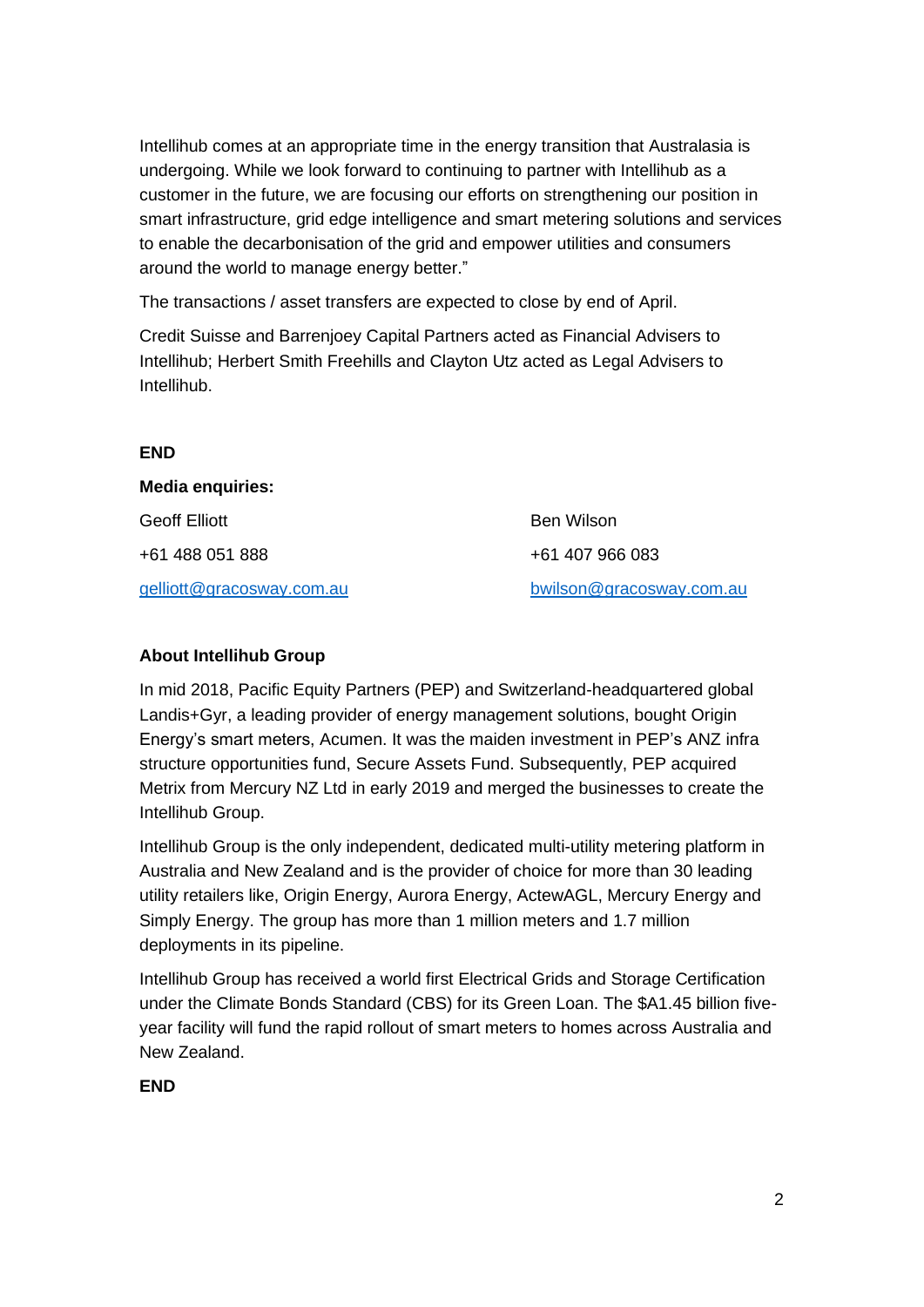Intellihub comes at an appropriate time in the energy transition that Australasia is undergoing. While we look forward to continuing to partner with Intellihub as a customer in the future, we are focusing our efforts on strengthening our position in smart infrastructure, grid edge intelligence and smart metering solutions and services to enable the decarbonisation of the grid and empower utilities and consumers around the world to manage energy better."

The transactions / asset transfers are expected to close by end of April.

Credit Suisse and Barrenjoey Capital Partners acted as Financial Advisers to Intellihub; Herbert Smith Freehills and Clayton Utz acted as Legal Advisers to Intellihub.

**END**

**Media enquiries:**

| | |
|---|---|
| Geoff Elliott | Ben Wilson |
| +61 488 051 888 | +61 407 966 083 |
| gelliott@gracosway.com.au | bwilson@gracosway.com.au |

**About Intellihub Group**

In mid 2018, Pacific Equity Partners (PEP) and Switzerland-headquartered global Landis+Gyr, a leading provider of energy management solutions, bought Origin Energy's smart meters, Acumen. It was the maiden investment in PEP's ANZ infra structure opportunities fund, Secure Assets Fund. Subsequently, PEP acquired Metrix from Mercury NZ Ltd in early 2019 and merged the businesses to create the Intellihub Group.

Intellihub Group is the only independent, dedicated multi-utility metering platform in Australia and New Zealand and is the provider of choice for more than 30 leading utility retailers like, Origin Energy, Aurora Energy, ActewAGL, Mercury Energy and Simply Energy. The group has more than 1 million meters and 1.7 million deployments in its pipeline.

Intellihub Group has received a world first Electrical Grids and Storage Certification under the Climate Bonds Standard (CBS) for its Green Loan. The $A1.45 billion five-year facility will fund the rapid rollout of smart meters to homes across Australia and New Zealand.

**END**